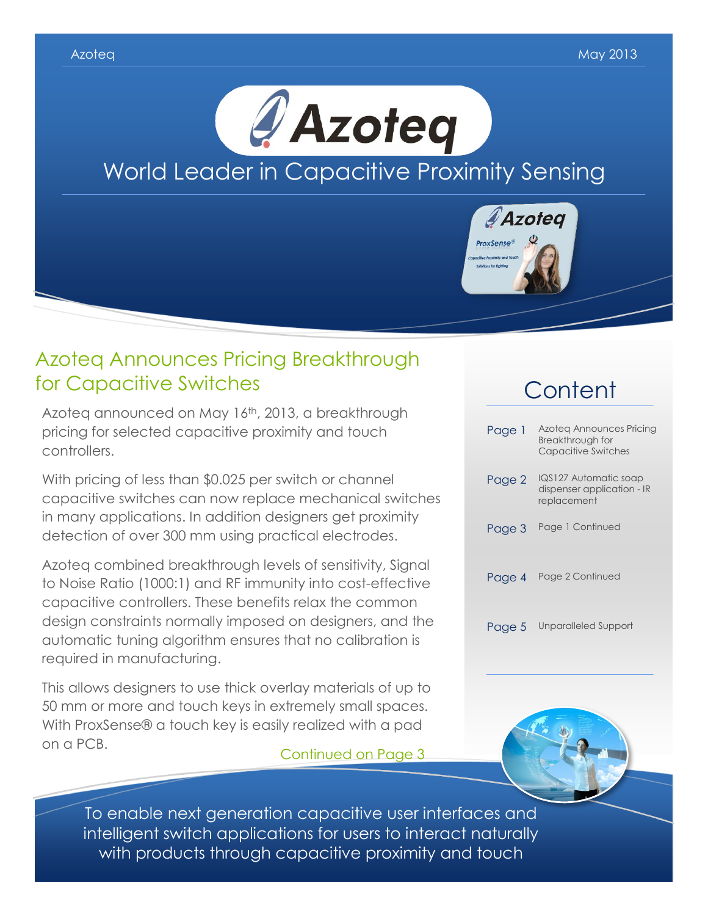Azoteq May 2013

# Azoteq

## World Leader in Capacitive Proximity Sensing

## Azoteq Announces Pricing Breakthrough for Capacitive Switches

Azoteq announced on May 16th, 2013, a breakthrough pricing for selected capacitive proximity and touch controllers.

With pricing of less than $0.025 per switch or channel capacitive switches can now replace mechanical switches in many applications. In addition designers get proximity detection of over 300 mm using practical electrodes.

Azoteq combined breakthrough levels of sensitivity, Signal to Noise Ratio (1000:1) and RF immunity into cost-effective capacitive controllers. These benefits relax the common design constraints normally imposed on designers, and the automatic tuning algorithm ensures that no calibration is required in manufacturing.

This allows designers to use thick overlay materials of up to 50 mm or more and touch keys in extremely small spaces. With ProxSense® a touch key is easily realized with a pad on a PCB.

Continued on Page 3

## Content

| | |
|---|---|
| Page 1 | Azoteq Announces Pricing Breakthrough for Capacitive Switches |
| Page 2 | IQS127 Automatic soap dispenser application - IR replacement |
| Page 3 | Page 1 Continued |
| Page 4 | Page 2 Continued |
| Page 5 | Unparalleled Support |

To enable next generation capacitive user interfaces and intelligent switch applications for users to interact naturally with products through capacitive proximity and touch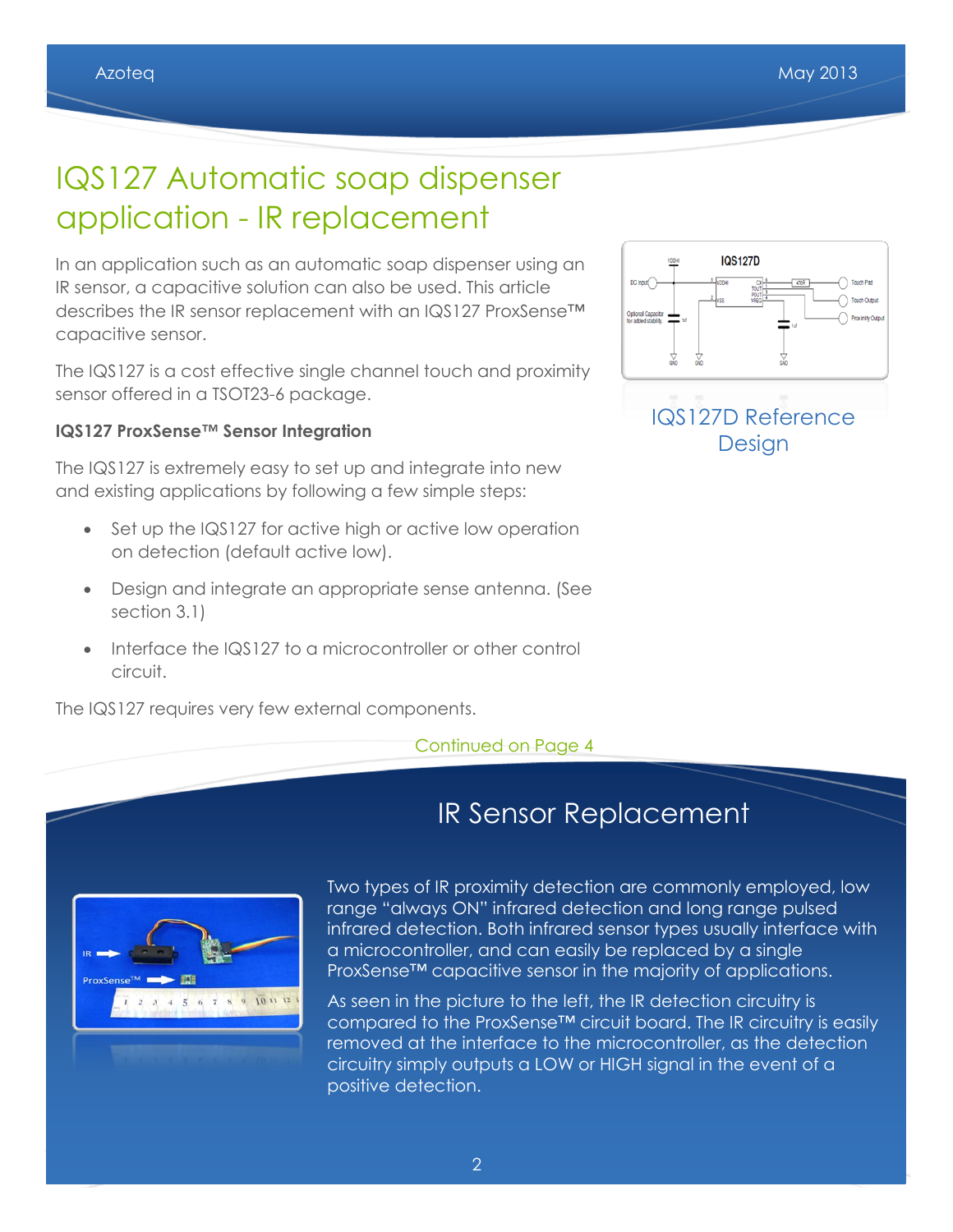# IQS127 Automatic soap dispenser application - IR replacement

In an application such as an automatic soap dispenser using an IR sensor, a capacitive solution can also be used. This article describes the IR sensor replacement with an IQS127 ProxSense™ capacitive sensor.

The IQS127 is a cost effective single channel touch and proximity sensor offered in a TSOT23-6 package.

IQS127D Reference Design

**IQS127 ProxSense™ Sensor Integration**

The IQS127 is extremely easy to set up and integrate into new and existing applications by following a few simple steps:

- Set up the IQS127 for active high or active low operation on detection (default active low).
- Design and integrate an appropriate sense antenna. (See section 3.1)
- Interface the IQS127 to a microcontroller or other control circuit.

The IQS127 requires very few external components.

Continued on Page 4

## IR Sensor Replacement

Two types of IR proximity detection are commonly employed, low range "always ON" infrared detection and long range pulsed infrared detection. Both infrared sensor types usually interface with a microcontroller, and can easily be replaced by a single ProxSense™ capacitive sensor in the majority of applications.

As seen in the picture to the left, the IR detection circuitry is compared to the ProxSense™ circuit board. The IR circuitry is easily removed at the interface to the microcontroller, as the detection circuitry simply outputs a LOW or HIGH signal in the event of a positive detection.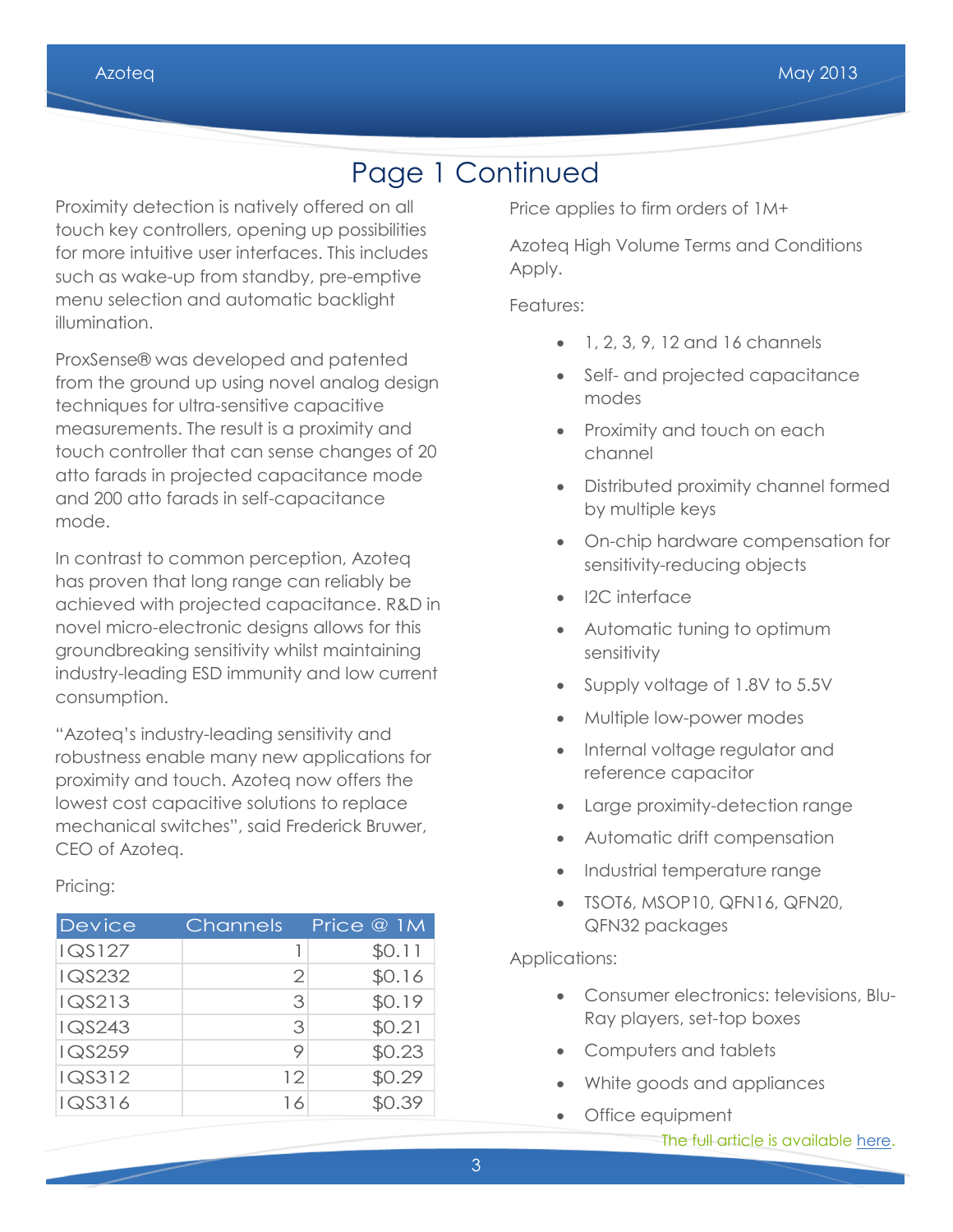# Page 1 Continued

Proximity detection is natively offered on all touch key controllers, opening up possibilities for more intuitive user interfaces. This includes such as wake-up from standby, pre-emptive menu selection and automatic backlight illumination.

ProxSense® was developed and patented from the ground up using novel analog design techniques for ultra-sensitive capacitive measurements. The result is a proximity and touch controller that can sense changes of 20 atto farads in projected capacitance mode and 200 atto farads in self-capacitance mode.

In contrast to common perception, Azoteq has proven that long range can reliably be achieved with projected capacitance. R&D in novel micro-electronic designs allows for this groundbreaking sensitivity whilst maintaining industry-leading ESD immunity and low current consumption.

"Azoteq's industry-leading sensitivity and robustness enable many new applications for proximity and touch. Azoteq now offers the lowest cost capacitive solutions to replace mechanical switches", said Frederick Bruwer, CEO of Azoteq.

Pricing:

| Device | Channels | Price @ 1M |
|---|---:|---:|
| IQS127 | 1 | $0.11 |
| IQS232 | 2 | $0.16 |
| IQS213 | 3 | $0.19 |
| IQS243 | 3 | $0.21 |
| IQS259 | 9 | $0.23 |
| IQS312 | 12 | $0.29 |
| IQS316 | 16 | $0.39 |

Price applies to firm orders of 1M+

Azoteq High Volume Terms and Conditions Apply.

Features:

- 1, 2, 3, 9, 12 and 16 channels
- Self- and projected capacitance modes
- Proximity and touch on each channel
- Distributed proximity channel formed by multiple keys
- On-chip hardware compensation for sensitivity-reducing objects
- I2C interface
- Automatic tuning to optimum sensitivity
- Supply voltage of 1.8V to 5.5V
- Multiple low-power modes
- Internal voltage regulator and reference capacitor
- Large proximity-detection range
- Automatic drift compensation
- Industrial temperature range
- TSOT6, MSOP10, QFN16, QFN20, QFN32 packages

Applications:

- Consumer electronics: televisions, Blu-Ray players, set-top boxes
- Computers and tablets
- White goods and appliances
- Office equipment

The full article is available here.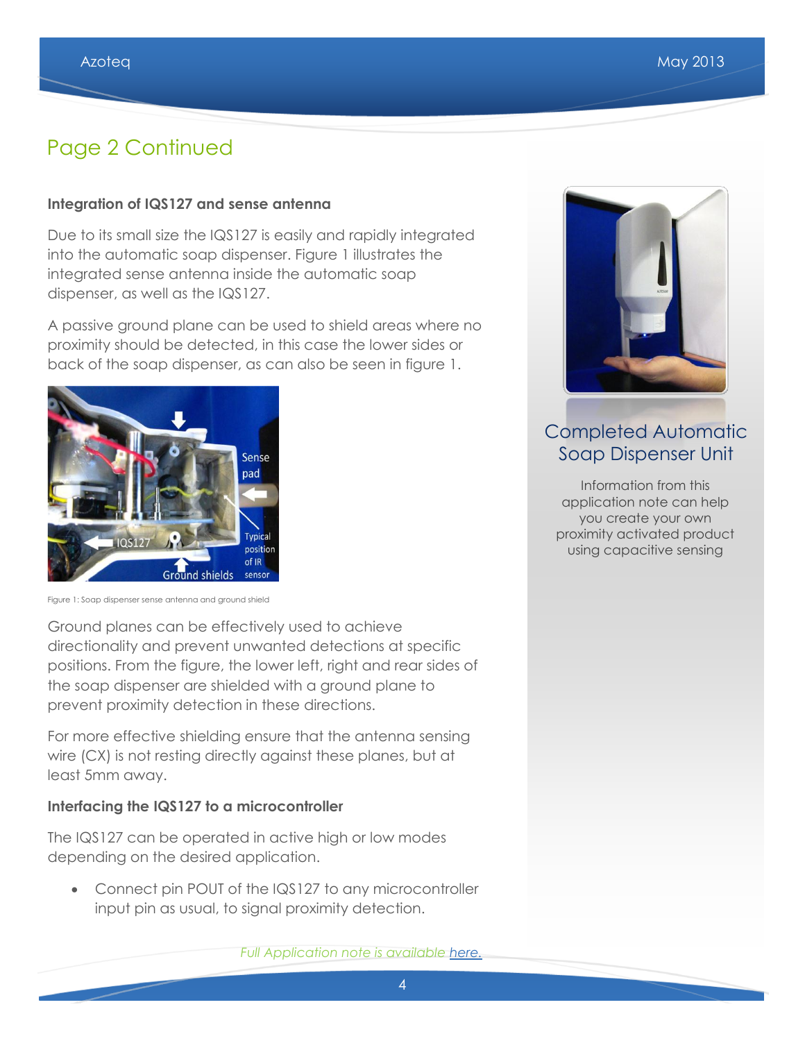## Page 2 Continued

**Integration of IQS127 and sense antenna**

Due to its small size the IQS127 is easily and rapidly integrated into the automatic soap dispenser. Figure 1 illustrates the integrated sense antenna inside the automatic soap dispenser, as well as the IQS127.

A passive ground plane can be used to shield areas where no proximity should be detected, in this case the lower sides or back of the soap dispenser, as can also be seen in figure 1.

Figure 1: Soap dispenser sense antenna and ground shield

Ground planes can be effectively used to achieve directionality and prevent unwanted detections at specific positions. From the figure, the lower left, right and rear sides of the soap dispenser are shielded with a ground plane to prevent proximity detection in these directions.

For more effective shielding ensure that the antenna sensing wire (CX) is not resting directly against these planes, but at least 5mm away.

**Interfacing the IQS127 to a microcontroller**

The IQS127 can be operated in active high or low modes depending on the desired application.

- Connect pin POUT of the IQS127 to any microcontroller input pin as usual, to signal proximity detection.

*Full Application note is available here.*

### Completed Automatic Soap Dispenser Unit

Information from this application note can help you create your own proximity activated product using capacitive sensing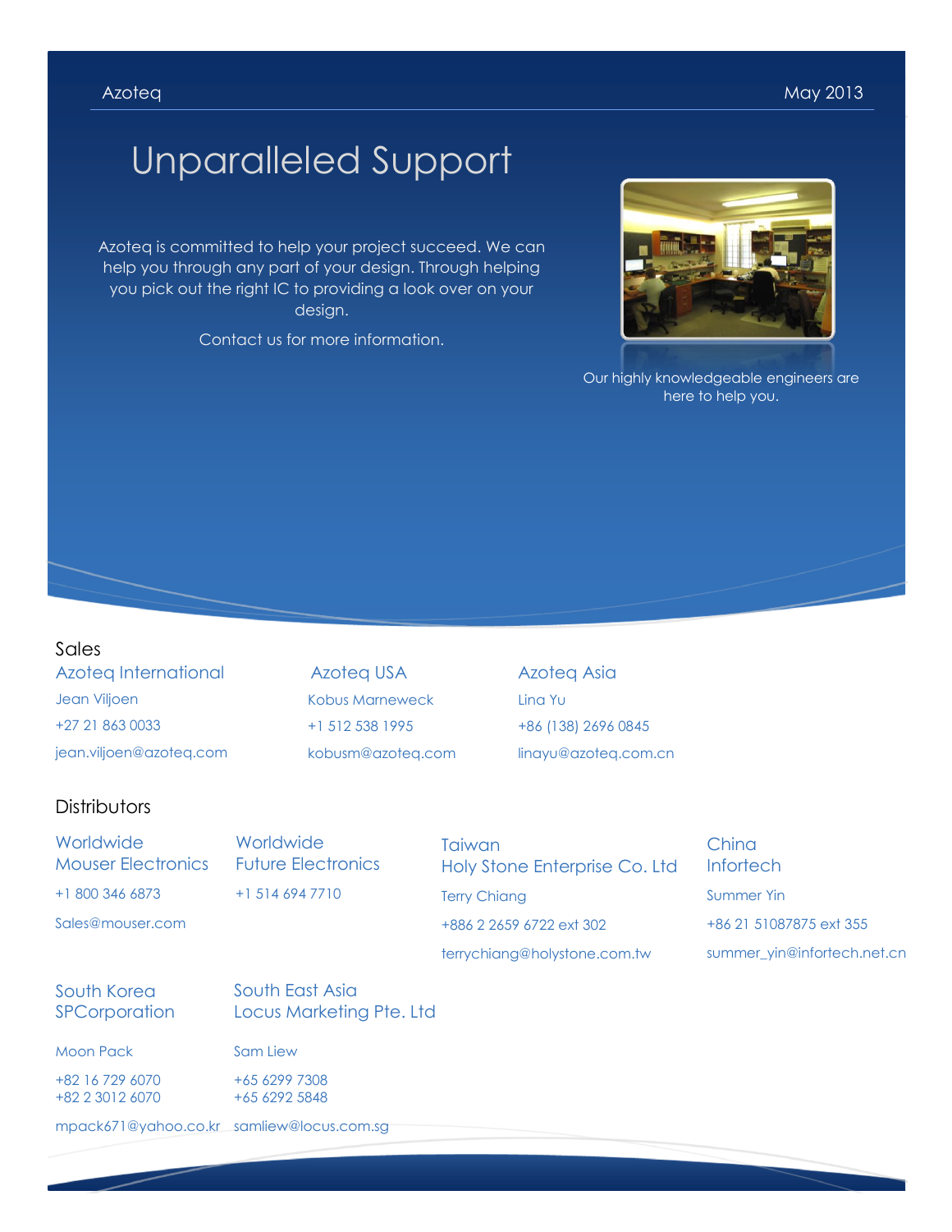# Unparalleled Support

Azoteq is committed to help your project succeed. We can help you through any part of your design. Through helping you pick out the right IC to providing a look over on your design.

Contact us for more information.

Our highly knowledgeable engineers are here to help you.

## Sales

### Azoteq International

Jean Viljoen

+27 21 863 0033

jean.viljoen@azoteq.com

### Azoteq USA

Kobus Marneweck

+1 512 538 1995

kobusm@azoteq.com

### Azoteq Asia

Lina Yu

+86 (138) 2696 0845

linayu@azoteq.com.cn

## Distributors

### Worldwide
### Mouser Electronics

+1 800 346 6873

Sales@mouser.com

### Worldwide
### Future Electronics

+1 514 694 7710

### Taiwan
### Holy Stone Enterprise Co. Ltd

Terry Chiang

+886 2 2659 6722 ext 302

terrychiang@holystone.com.tw

### China
### Infortech

Summer Yin

+86 21 51087875 ext 355

summer_yin@infortech.net.cn

### South Korea
### SPCorporation

Moon Pack

+82 16 729 6070
+82 2 3012 6070

mpack671@yahoo.co.kr

### South East Asia
### Locus Marketing Pte. Ltd

Sam Liew

+65 6299 7308
+65 6292 5848

samliew@locus.com.sg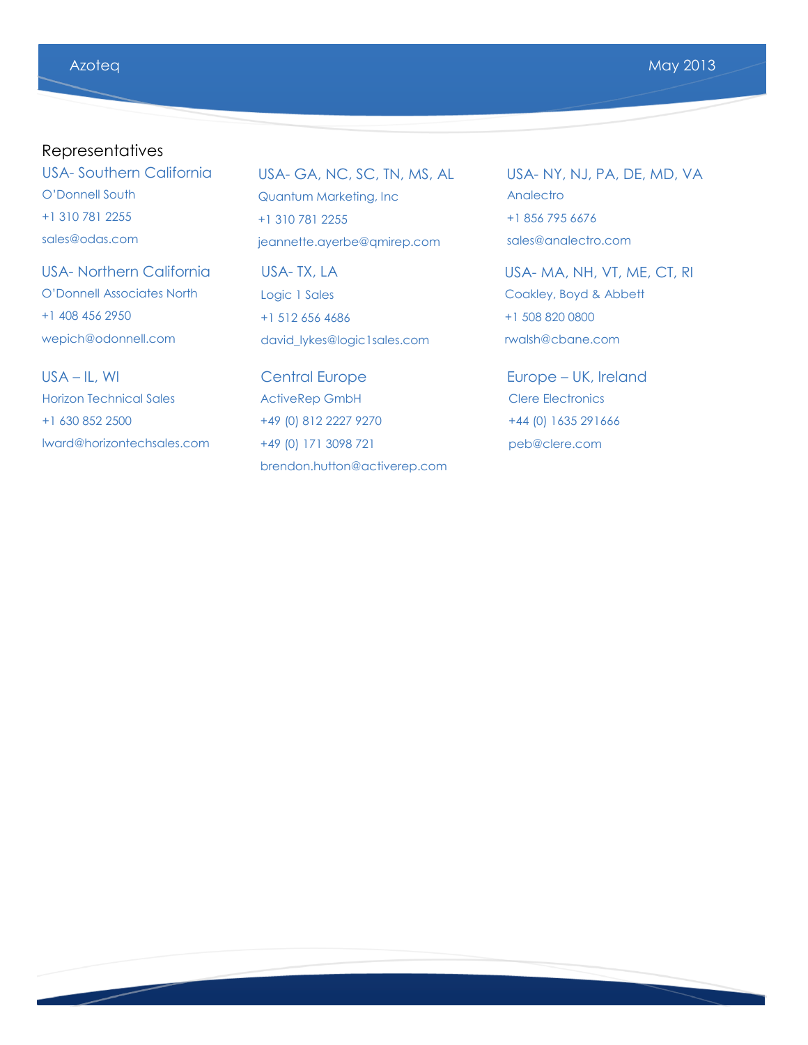## Representatives

### USA- Southern California
O'Donnell South
+1 310 781 2255
sales@odas.com

### USA- Northern California
O'Donnell Associates North
+1 408 456 2950
wepich@odonnell.com

### USA – IL, WI
Horizon Technical Sales
+1 630 852 2500
lward@horizontechsales.com

### USA- GA, NC, SC, TN, MS, AL
Quantum Marketing, Inc
+1 310 781 2255
jeannette.ayerbe@qmirep.com

### USA- TX, LA
Logic 1 Sales
+1 512 656 4686
david_lykes@logic1sales.com

### Central Europe
ActiveRep GmbH
+49 (0) 812 2227 9270
+49 (0) 171 3098 721
brendon.hutton@activerep.com

### USA- NY, NJ, PA, DE, MD, VA
Analectro
+1 856 795 6676
sales@analectro.com

### USA- MA, NH, VT, ME, CT, RI
Coakley, Boyd & Abbett
+1 508 820 0800
rwalsh@cbane.com

### Europe – UK, Ireland
Clere Electronics
+44 (0) 1635 291666
peb@clere.com